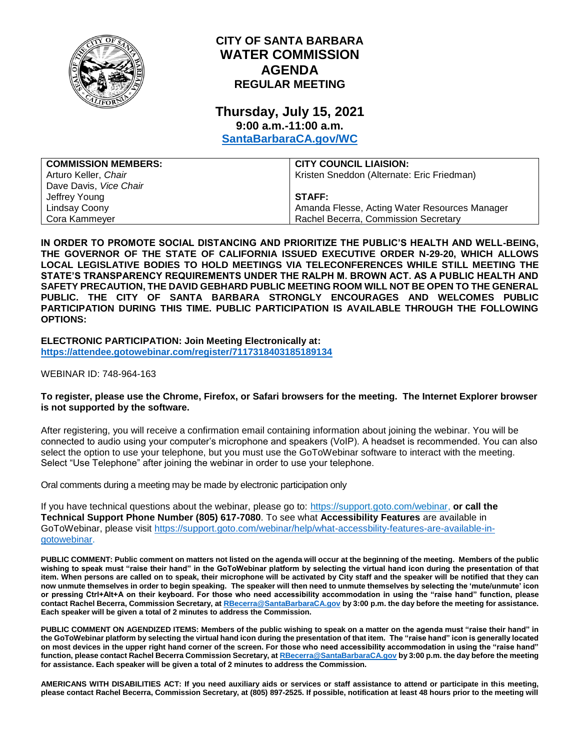# CITY OF SANTA BARBARA
# WATER COMMISSION
# AGENDA
## REGULAR MEETING

## Thursday, July 15, 2021
### 9:00 a.m.-11:00 a.m.
### [SantaBarbaraCA.gov/WC](SantaBarbaraCA.gov/WC)

| COMMISSION MEMBERS: | CITY COUNCIL LIAISION: |
|---|---|
| Arturo Keller, *Chair* | Kristen Sneddon (Alternate: Eric Friedman) |
| Dave Davis, *Vice Chair* | |
| Jeffrey Young | **STAFF:** |
| Lindsay Coony | Amanda Flesse, Acting Water Resources Manager |
| Cora Kammeyer | Rachel Becerra, Commission Secretary |

**IN ORDER TO PROMOTE SOCIAL DISTANCING AND PRIORITIZE THE PUBLIC'S HEALTH AND WELL-BEING, THE GOVERNOR OF THE STATE OF CALIFORNIA ISSUED EXECUTIVE ORDER N-29-20, WHICH ALLOWS LOCAL LEGISLATIVE BODIES TO HOLD MEETINGS VIA TELECONFERENCES WHILE STILL MEETING THE STATE'S TRANSPARENCY REQUIREMENTS UNDER THE RALPH M. BROWN ACT. AS A PUBLIC HEALTH AND SAFETY PRECAUTION, THE DAVID GEBHARD PUBLIC MEETING ROOM WILL NOT BE OPEN TO THE GENERAL PUBLIC. THE CITY OF SANTA BARBARA STRONGLY ENCOURAGES AND WELCOMES PUBLIC PARTICIPATION DURING THIS TIME. PUBLIC PARTICIPATION IS AVAILABLE THROUGH THE FOLLOWING OPTIONS:**

**ELECTRONIC PARTICIPATION: Join Meeting Electronically at:**
**https://attendee.gotowebinar.com/register/7117318403185189134**

WEBINAR ID: 748-964-163

**To register, please use the Chrome, Firefox, or Safari browsers for the meeting. The Internet Explorer browser is not supported by the software.**

After registering, you will receive a confirmation email containing information about joining the webinar. You will be connected to audio using your computer's microphone and speakers (VoIP). A headset is recommended. You can also select the option to use your telephone, but you must use the GoToWebinar software to interact with the meeting. Select "Use Telephone" after joining the webinar in order to use your telephone.

Oral comments during a meeting may be made by electronic participation only

If you have technical questions about the webinar, please go to: https://support.goto.com/webinar, **or call the Technical Support Phone Number (805) 617-7080**. To see what **Accessibility Features** are available in GoToWebinar, please visit https://support.goto.com/webinar/help/what-accessbility-features-are-available-in-gotowebinar.

**PUBLIC COMMENT: Public comment on matters not listed on the agenda will occur at the beginning of the meeting. Members of the public wishing to speak must "raise their hand" in the GoToWebinar platform by selecting the virtual hand icon during the presentation of that item. When persons are called on to speak, their microphone will be activated by City staff and the speaker will be notified that they can now unmute themselves in order to begin speaking. The speaker will then need to unmute themselves by selecting the 'mute/unmute' icon or pressing Ctrl+Alt+A on their keyboard. For those who need accessibility accommodation in using the "raise hand" function, please contact Rachel Becerra, Commission Secretary, at RBecerra@SantaBarbaraCA.gov by 3:00 p.m. the day before the meeting for assistance. Each speaker will be given a total of 2 minutes to address the Commission.**

**PUBLIC COMMENT ON AGENDIZED ITEMS: Members of the public wishing to speak on a matter on the agenda must "raise their hand" in the GoToWebinar platform by selecting the virtual hand icon during the presentation of that item. The "raise hand" icon is generally located on most devices in the upper right hand corner of the screen. For those who need accessibility accommodation in using the "raise hand" function, please contact Rachel Becerra Commission Secretary, at RBecerra@SantaBarbaraCA.gov by 3:00 p.m. the day before the meeting for assistance. Each speaker will be given a total of 2 minutes to address the Commission.**

**AMERICANS WITH DISABILITIES ACT: If you need auxiliary aids or services or staff assistance to attend or participate in this meeting, please contact Rachel Becerra, Commission Secretary, at (805) 897-2525. If possible, notification at least 48 hours prior to the meeting will**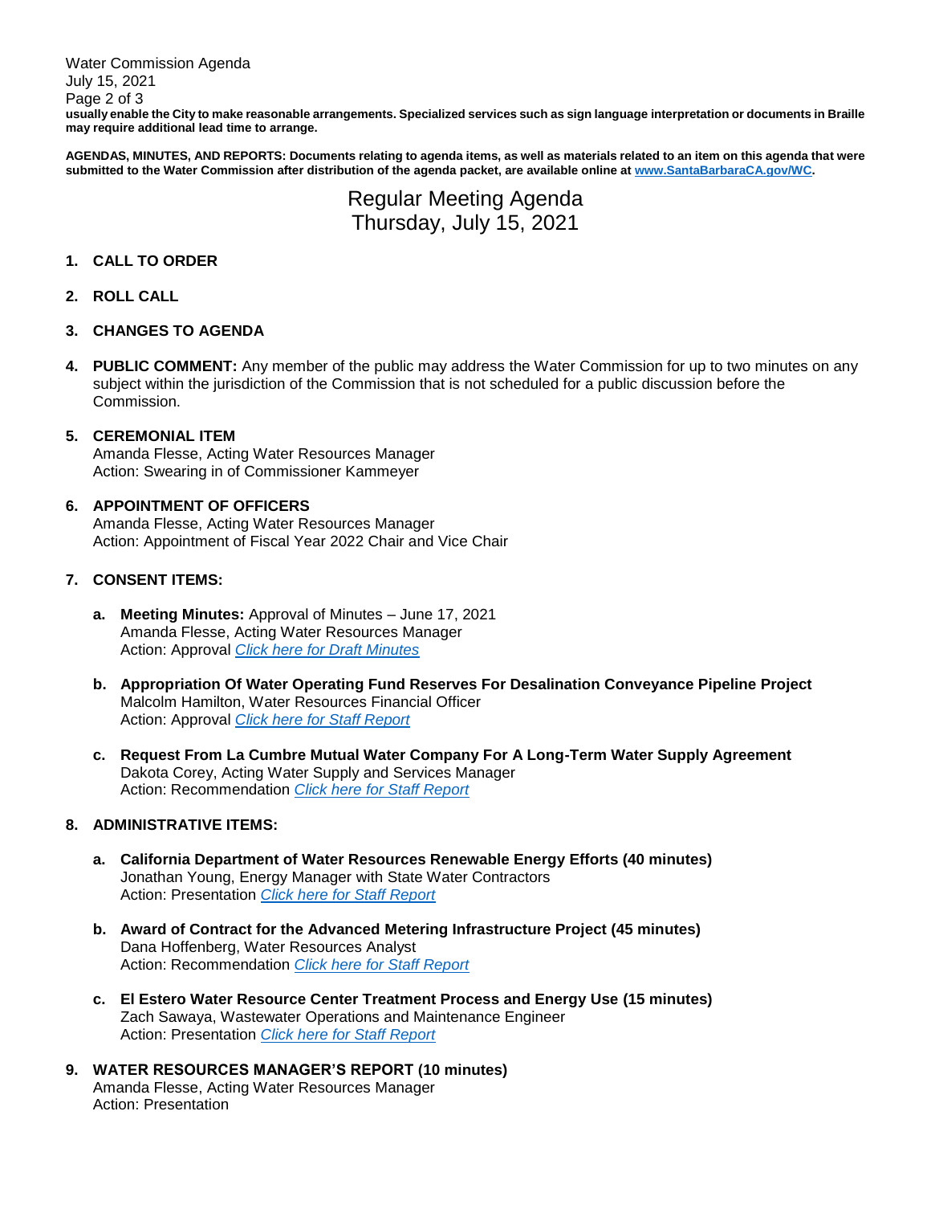**usually enable the City to make reasonable arrangements. Specialized services such as sign language interpretation or documents in Braille may require additional lead time to arrange.**

**AGENDAS, MINUTES, AND REPORTS: Documents relating to agenda items, as well as materials related to an item on this agenda that were submitted to the Water Commission after distribution of the agenda packet, are available online at [www.SantaBarbaraCA.gov/WC](www.SantaBarbaraCA.gov/WC).**

# Regular Meeting Agenda
# Thursday, July 15, 2021

1. **CALL TO ORDER**

2. **ROLL CALL**

3. **CHANGES TO AGENDA**

4. **PUBLIC COMMENT:** Any member of the public may address the Water Commission for up to two minutes on any subject within the jurisdiction of the Commission that is not scheduled for a public discussion before the Commission.

5. **CEREMONIAL ITEM**
   Amanda Flesse, Acting Water Resources Manager
   Action: Swearing in of Commissioner Kammeyer

6. **APPOINTMENT OF OFFICERS**
   Amanda Flesse, Acting Water Resources Manager
   Action: Appointment of Fiscal Year 2022 Chair and Vice Chair

7. **CONSENT ITEMS:**

   a. **Meeting Minutes:** Approval of Minutes – June 17, 2021
      Amanda Flesse, Acting Water Resources Manager
      Action: Approval *Click here for Draft Minutes*

   b. **Appropriation Of Water Operating Fund Reserves For Desalination Conveyance Pipeline Project**
      Malcolm Hamilton, Water Resources Financial Officer
      Action: Approval *Click here for Staff Report*

   c. **Request From La Cumbre Mutual Water Company For A Long-Term Water Supply Agreement**
      Dakota Corey, Acting Water Supply and Services Manager
      Action: Recommendation *Click here for Staff Report*

8. **ADMINISTRATIVE ITEMS:**

   a. **California Department of Water Resources Renewable Energy Efforts (40 minutes)**
      Jonathan Young, Energy Manager with State Water Contractors
      Action: Presentation *Click here for Staff Report*

   b. **Award of Contract for the Advanced Metering Infrastructure Project (45 minutes)**
      Dana Hoffenberg, Water Resources Analyst
      Action: Recommendation *Click here for Staff Report*

   c. **El Estero Water Resource Center Treatment Process and Energy Use (15 minutes)**
      Zach Sawaya, Wastewater Operations and Maintenance Engineer
      Action: Presentation *Click here for Staff Report*

9. **WATER RESOURCES MANAGER'S REPORT (10 minutes)**
   Amanda Flesse, Acting Water Resources Manager
   Action: Presentation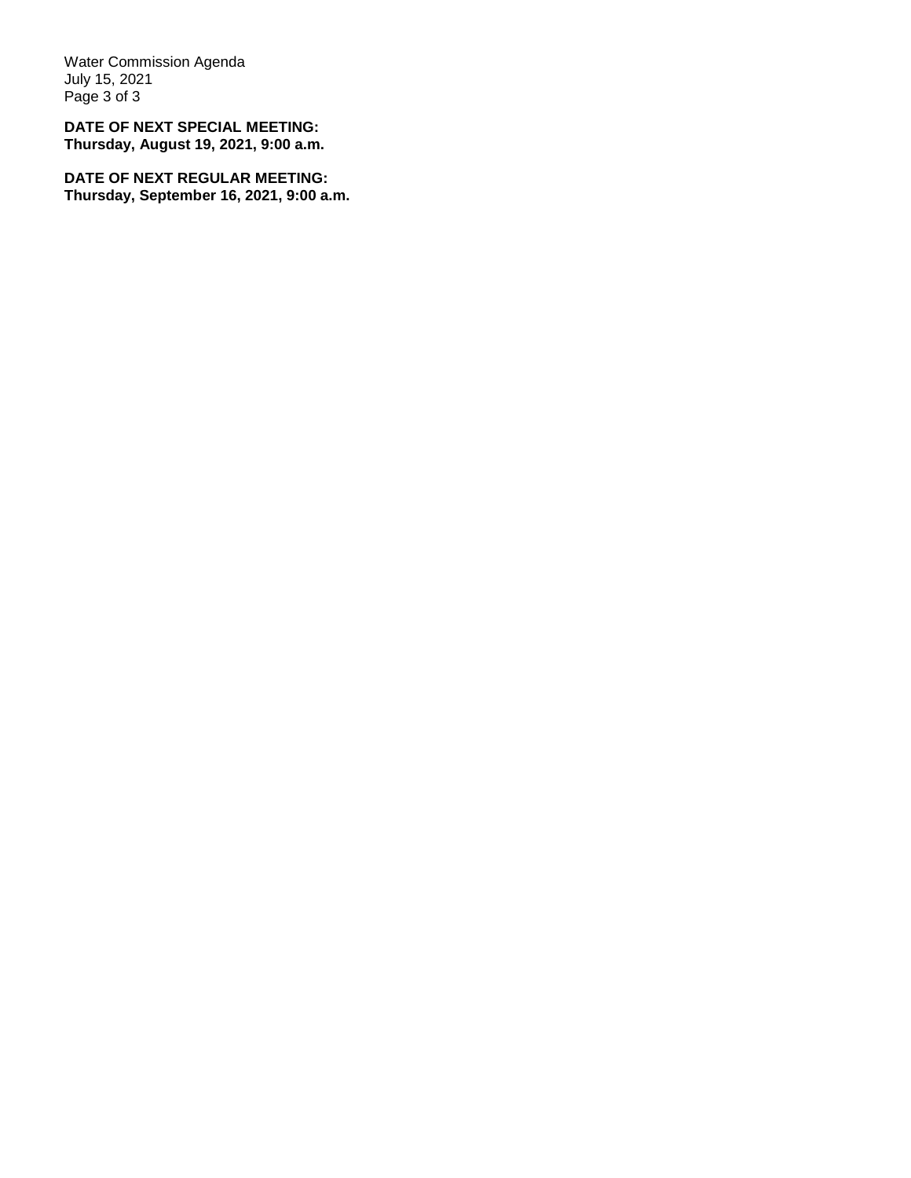**DATE OF NEXT SPECIAL MEETING:**
**Thursday, August 19, 2021, 9:00 a.m.**

**DATE OF NEXT REGULAR MEETING:**
**Thursday, September 16, 2021, 9:00 a.m.**